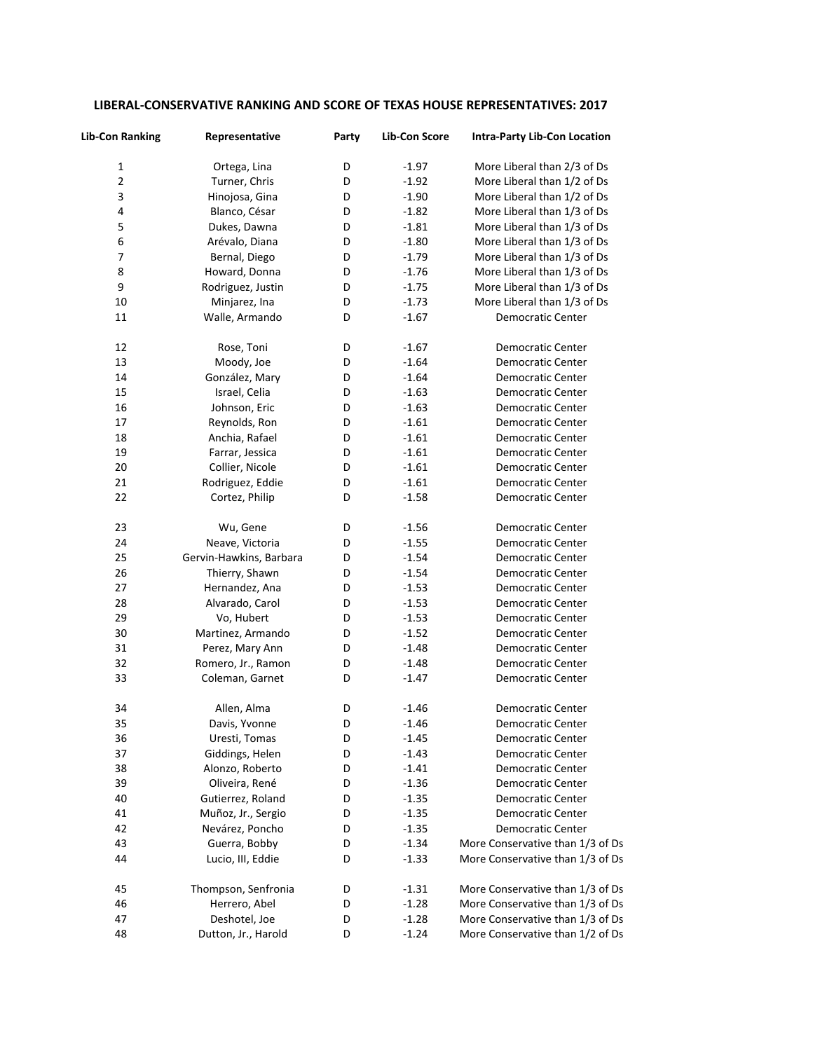## LIBERAL-CONSERVATIVE RANKING AND SCORE OF TEXAS HOUSE REPRESENTATIVES: 2017

| Lib-Con Ranking | Representative | Party | Lib-Con Score | Intra-Party Lib-Con Location |
|---|---|---|---|---|
| 1 | Ortega, Lina | D | -1.97 | More Liberal than 2/3 of Ds |
| 2 | Turner, Chris | D | -1.92 | More Liberal than 1/2 of Ds |
| 3 | Hinojosa, Gina | D | -1.90 | More Liberal than 1/2 of Ds |
| 4 | Blanco, César | D | -1.82 | More Liberal than 1/3 of Ds |
| 5 | Dukes, Dawna | D | -1.81 | More Liberal than 1/3 of Ds |
| 6 | Arévalo, Diana | D | -1.80 | More Liberal than 1/3 of Ds |
| 7 | Bernal, Diego | D | -1.79 | More Liberal than 1/3 of Ds |
| 8 | Howard, Donna | D | -1.76 | More Liberal than 1/3 of Ds |
| 9 | Rodriguez, Justin | D | -1.75 | More Liberal than 1/3 of Ds |
| 10 | Minjarez, Ina | D | -1.73 | More Liberal than 1/3 of Ds |
| 11 | Walle, Armando | D | -1.67 | Democratic Center |
| 12 | Rose, Toni | D | -1.67 | Democratic Center |
| 13 | Moody, Joe | D | -1.64 | Democratic Center |
| 14 | González, Mary | D | -1.64 | Democratic Center |
| 15 | Israel, Celia | D | -1.63 | Democratic Center |
| 16 | Johnson, Eric | D | -1.63 | Democratic Center |
| 17 | Reynolds, Ron | D | -1.61 | Democratic Center |
| 18 | Anchia, Rafael | D | -1.61 | Democratic Center |
| 19 | Farrar, Jessica | D | -1.61 | Democratic Center |
| 20 | Collier, Nicole | D | -1.61 | Democratic Center |
| 21 | Rodriguez, Eddie | D | -1.61 | Democratic Center |
| 22 | Cortez, Philip | D | -1.58 | Democratic Center |
| 23 | Wu, Gene | D | -1.56 | Democratic Center |
| 24 | Neave, Victoria | D | -1.55 | Democratic Center |
| 25 | Gervin-Hawkins, Barbara | D | -1.54 | Democratic Center |
| 26 | Thierry, Shawn | D | -1.54 | Democratic Center |
| 27 | Hernandez, Ana | D | -1.53 | Democratic Center |
| 28 | Alvarado, Carol | D | -1.53 | Democratic Center |
| 29 | Vo, Hubert | D | -1.53 | Democratic Center |
| 30 | Martinez, Armando | D | -1.52 | Democratic Center |
| 31 | Perez, Mary Ann | D | -1.48 | Democratic Center |
| 32 | Romero, Jr., Ramon | D | -1.48 | Democratic Center |
| 33 | Coleman, Garnet | D | -1.47 | Democratic Center |
| 34 | Allen, Alma | D | -1.46 | Democratic Center |
| 35 | Davis, Yvonne | D | -1.46 | Democratic Center |
| 36 | Uresti, Tomas | D | -1.45 | Democratic Center |
| 37 | Giddings, Helen | D | -1.43 | Democratic Center |
| 38 | Alonzo, Roberto | D | -1.41 | Democratic Center |
| 39 | Oliveira, René | D | -1.36 | Democratic Center |
| 40 | Gutierrez, Roland | D | -1.35 | Democratic Center |
| 41 | Muñoz, Jr., Sergio | D | -1.35 | Democratic Center |
| 42 | Nevárez, Poncho | D | -1.35 | Democratic Center |
| 43 | Guerra, Bobby | D | -1.34 | More Conservative than 1/3 of Ds |
| 44 | Lucio, III, Eddie | D | -1.33 | More Conservative than 1/3 of Ds |
| 45 | Thompson, Senfronia | D | -1.31 | More Conservative than 1/3 of Ds |
| 46 | Herrero, Abel | D | -1.28 | More Conservative than 1/3 of Ds |
| 47 | Deshotel, Joe | D | -1.28 | More Conservative than 1/3 of Ds |
| 48 | Dutton, Jr., Harold | D | -1.24 | More Conservative than 1/2 of Ds |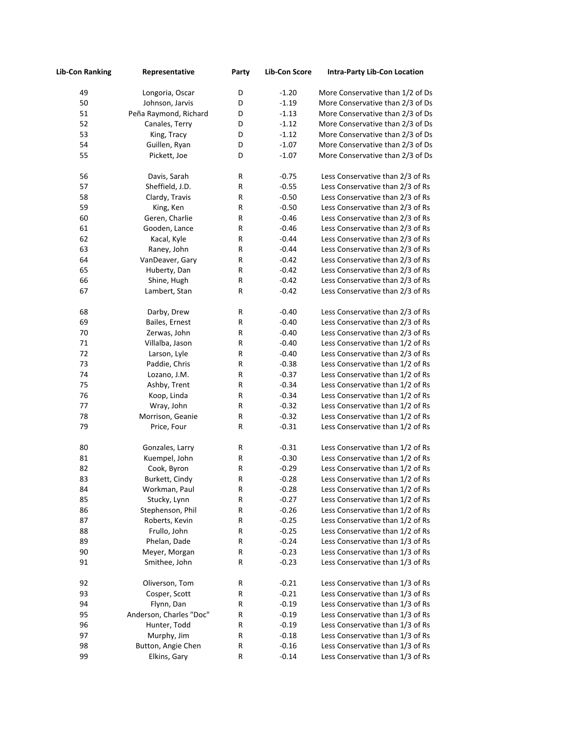| Lib-Con Ranking | Representative | Party | Lib-Con Score | Intra-Party Lib-Con Location |
|---|---|---|---|---|
| 49 | Longoria, Oscar | D | -1.20 | More Conservative than 1/2 of Ds |
| 50 | Johnson, Jarvis | D | -1.19 | More Conservative than 2/3 of Ds |
| 51 | Peña Raymond, Richard | D | -1.13 | More Conservative than 2/3 of Ds |
| 52 | Canales, Terry | D | -1.12 | More Conservative than 2/3 of Ds |
| 53 | King, Tracy | D | -1.12 | More Conservative than 2/3 of Ds |
| 54 | Guillen, Ryan | D | -1.07 | More Conservative than 2/3 of Ds |
| 55 | Pickett, Joe | D | -1.07 | More Conservative than 2/3 of Ds |
| 56 | Davis, Sarah | R | -0.75 | Less Conservative than 2/3 of Rs |
| 57 | Sheffield, J.D. | R | -0.55 | Less Conservative than 2/3 of Rs |
| 58 | Clardy, Travis | R | -0.50 | Less Conservative than 2/3 of Rs |
| 59 | King, Ken | R | -0.50 | Less Conservative than 2/3 of Rs |
| 60 | Geren, Charlie | R | -0.46 | Less Conservative than 2/3 of Rs |
| 61 | Gooden, Lance | R | -0.46 | Less Conservative than 2/3 of Rs |
| 62 | Kacal, Kyle | R | -0.44 | Less Conservative than 2/3 of Rs |
| 63 | Raney, John | R | -0.44 | Less Conservative than 2/3 of Rs |
| 64 | VanDeaver, Gary | R | -0.42 | Less Conservative than 2/3 of Rs |
| 65 | Huberty, Dan | R | -0.42 | Less Conservative than 2/3 of Rs |
| 66 | Shine, Hugh | R | -0.42 | Less Conservative than 2/3 of Rs |
| 67 | Lambert, Stan | R | -0.42 | Less Conservative than 2/3 of Rs |
| 68 | Darby, Drew | R | -0.40 | Less Conservative than 2/3 of Rs |
| 69 | Bailes, Ernest | R | -0.40 | Less Conservative than 2/3 of Rs |
| 70 | Zerwas, John | R | -0.40 | Less Conservative than 2/3 of Rs |
| 71 | Villalba, Jason | R | -0.40 | Less Conservative than 1/2 of Rs |
| 72 | Larson, Lyle | R | -0.40 | Less Conservative than 2/3 of Rs |
| 73 | Paddie, Chris | R | -0.38 | Less Conservative than 1/2 of Rs |
| 74 | Lozano, J.M. | R | -0.37 | Less Conservative than 1/2 of Rs |
| 75 | Ashby, Trent | R | -0.34 | Less Conservative than 1/2 of Rs |
| 76 | Koop, Linda | R | -0.34 | Less Conservative than 1/2 of Rs |
| 77 | Wray, John | R | -0.32 | Less Conservative than 1/2 of Rs |
| 78 | Morrison, Geanie | R | -0.32 | Less Conservative than 1/2 of Rs |
| 79 | Price, Four | R | -0.31 | Less Conservative than 1/2 of Rs |
| 80 | Gonzales, Larry | R | -0.31 | Less Conservative than 1/2 of Rs |
| 81 | Kuempel, John | R | -0.30 | Less Conservative than 1/2 of Rs |
| 82 | Cook, Byron | R | -0.29 | Less Conservative than 1/2 of Rs |
| 83 | Burkett, Cindy | R | -0.28 | Less Conservative than 1/2 of Rs |
| 84 | Workman, Paul | R | -0.28 | Less Conservative than 1/2 of Rs |
| 85 | Stucky, Lynn | R | -0.27 | Less Conservative than 1/2 of Rs |
| 86 | Stephenson, Phil | R | -0.26 | Less Conservative than 1/2 of Rs |
| 87 | Roberts, Kevin | R | -0.25 | Less Conservative than 1/2 of Rs |
| 88 | Frullo, John | R | -0.25 | Less Conservative than 1/2 of Rs |
| 89 | Phelan, Dade | R | -0.24 | Less Conservative than 1/3 of Rs |
| 90 | Meyer, Morgan | R | -0.23 | Less Conservative than 1/3 of Rs |
| 91 | Smithee, John | R | -0.23 | Less Conservative than 1/3 of Rs |
| 92 | Oliverson, Tom | R | -0.21 | Less Conservative than 1/3 of Rs |
| 93 | Cosper, Scott | R | -0.21 | Less Conservative than 1/3 of Rs |
| 94 | Flynn, Dan | R | -0.19 | Less Conservative than 1/3 of Rs |
| 95 | Anderson, Charles "Doc" | R | -0.19 | Less Conservative than 1/3 of Rs |
| 96 | Hunter, Todd | R | -0.19 | Less Conservative than 1/3 of Rs |
| 97 | Murphy, Jim | R | -0.18 | Less Conservative than 1/3 of Rs |
| 98 | Button, Angie Chen | R | -0.16 | Less Conservative than 1/3 of Rs |
| 99 | Elkins, Gary | R | -0.14 | Less Conservative than 1/3 of Rs |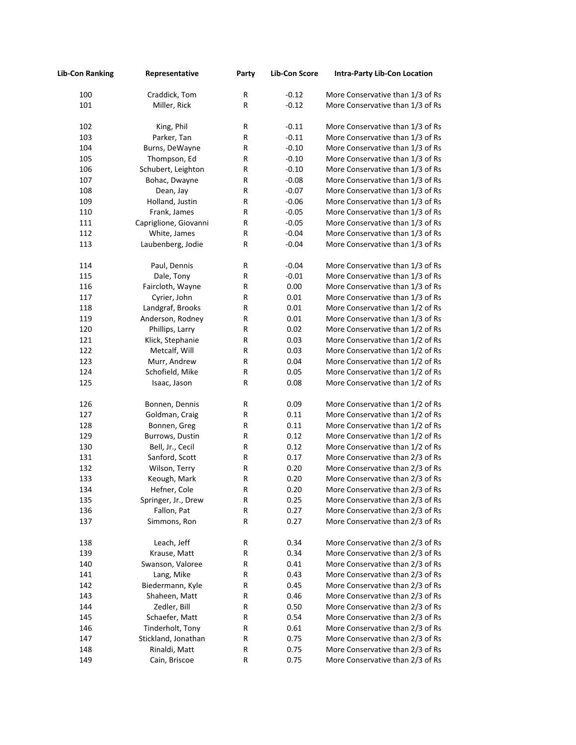| Lib-Con Ranking | Representative | Party | Lib-Con Score | Intra-Party Lib-Con Location |
|---|---|---|---|---|
| 100 | Craddick, Tom | R | -0.12 | More Conservative than 1/3 of Rs |
| 101 | Miller, Rick | R | -0.12 | More Conservative than 1/3 of Rs |
| 102 | King, Phil | R | -0.11 | More Conservative than 1/3 of Rs |
| 103 | Parker, Tan | R | -0.11 | More Conservative than 1/3 of Rs |
| 104 | Burns, DeWayne | R | -0.10 | More Conservative than 1/3 of Rs |
| 105 | Thompson, Ed | R | -0.10 | More Conservative than 1/3 of Rs |
| 106 | Schubert, Leighton | R | -0.10 | More Conservative than 1/3 of Rs |
| 107 | Bohac, Dwayne | R | -0.08 | More Conservative than 1/3 of Rs |
| 108 | Dean, Jay | R | -0.07 | More Conservative than 1/3 of Rs |
| 109 | Holland, Justin | R | -0.06 | More Conservative than 1/3 of Rs |
| 110 | Frank, James | R | -0.05 | More Conservative than 1/3 of Rs |
| 111 | Capriglione, Giovanni | R | -0.05 | More Conservative than 1/3 of Rs |
| 112 | White, James | R | -0.04 | More Conservative than 1/3 of Rs |
| 113 | Laubenberg, Jodie | R | -0.04 | More Conservative than 1/3 of Rs |
| 114 | Paul, Dennis | R | -0.04 | More Conservative than 1/3 of Rs |
| 115 | Dale, Tony | R | -0.01 | More Conservative than 1/3 of Rs |
| 116 | Faircloth, Wayne | R | 0.00 | More Conservative than 1/3 of Rs |
| 117 | Cyrier, John | R | 0.01 | More Conservative than 1/3 of Rs |
| 118 | Landgraf, Brooks | R | 0.01 | More Conservative than 1/2 of Rs |
| 119 | Anderson, Rodney | R | 0.01 | More Conservative than 1/3 of Rs |
| 120 | Phillips, Larry | R | 0.02 | More Conservative than 1/2 of Rs |
| 121 | Klick, Stephanie | R | 0.03 | More Conservative than 1/2 of Rs |
| 122 | Metcalf, Will | R | 0.03 | More Conservative than 1/2 of Rs |
| 123 | Murr, Andrew | R | 0.04 | More Conservative than 1/2 of Rs |
| 124 | Schofield, Mike | R | 0.05 | More Conservative than 1/2 of Rs |
| 125 | Isaac, Jason | R | 0.08 | More Conservative than 1/2 of Rs |
| 126 | Bonnen, Dennis | R | 0.09 | More Conservative than 1/2 of Rs |
| 127 | Goldman, Craig | R | 0.11 | More Conservative than 1/2 of Rs |
| 128 | Bonnen, Greg | R | 0.11 | More Conservative than 1/2 of Rs |
| 129 | Burrows, Dustin | R | 0.12 | More Conservative than 1/2 of Rs |
| 130 | Bell, Jr., Cecil | R | 0.12 | More Conservative than 1/2 of Rs |
| 131 | Sanford, Scott | R | 0.17 | More Conservative than 2/3 of Rs |
| 132 | Wilson, Terry | R | 0.20 | More Conservative than 2/3 of Rs |
| 133 | Keough, Mark | R | 0.20 | More Conservative than 2/3 of Rs |
| 134 | Hefner, Cole | R | 0.20 | More Conservative than 2/3 of Rs |
| 135 | Springer, Jr., Drew | R | 0.25 | More Conservative than 2/3 of Rs |
| 136 | Fallon, Pat | R | 0.27 | More Conservative than 2/3 of Rs |
| 137 | Simmons, Ron | R | 0.27 | More Conservative than 2/3 of Rs |
| 138 | Leach, Jeff | R | 0.34 | More Conservative than 2/3 of Rs |
| 139 | Krause, Matt | R | 0.34 | More Conservative than 2/3 of Rs |
| 140 | Swanson, Valoree | R | 0.41 | More Conservative than 2/3 of Rs |
| 141 | Lang, Mike | R | 0.43 | More Conservative than 2/3 of Rs |
| 142 | Biedermann, Kyle | R | 0.45 | More Conservative than 2/3 of Rs |
| 143 | Shaheen, Matt | R | 0.46 | More Conservative than 2/3 of Rs |
| 144 | Zedler, Bill | R | 0.50 | More Conservative than 2/3 of Rs |
| 145 | Schaefer, Matt | R | 0.54 | More Conservative than 2/3 of Rs |
| 146 | Tinderholt, Tony | R | 0.61 | More Conservative than 2/3 of Rs |
| 147 | Stickland, Jonathan | R | 0.75 | More Conservative than 2/3 of Rs |
| 148 | Rinaldi, Matt | R | 0.75 | More Conservative than 2/3 of Rs |
| 149 | Cain, Briscoe | R | 0.75 | More Conservative than 2/3 of Rs |